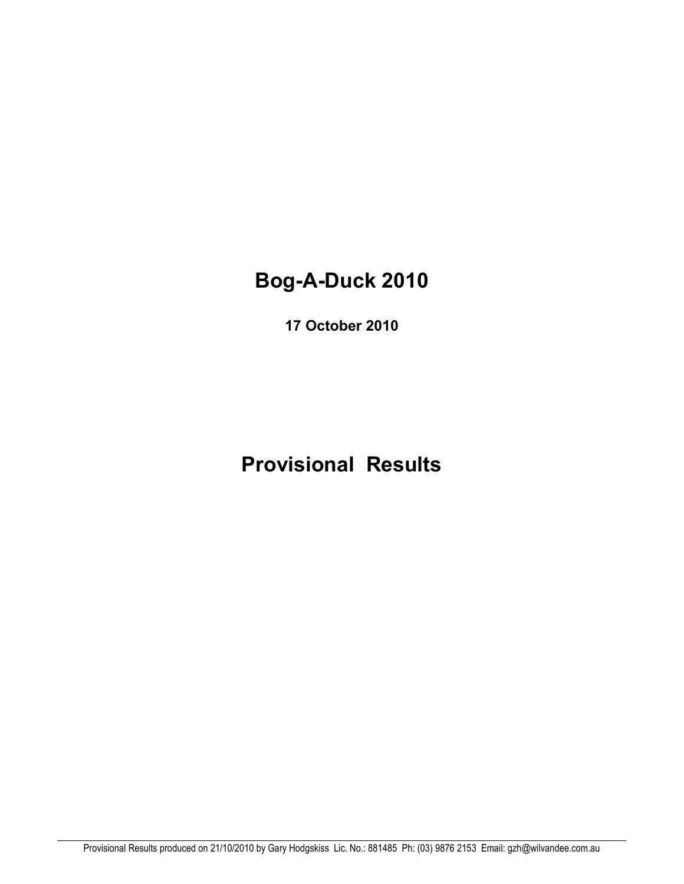# Bog-A-Duck 2010

**17 October 2010**

# Provisional Results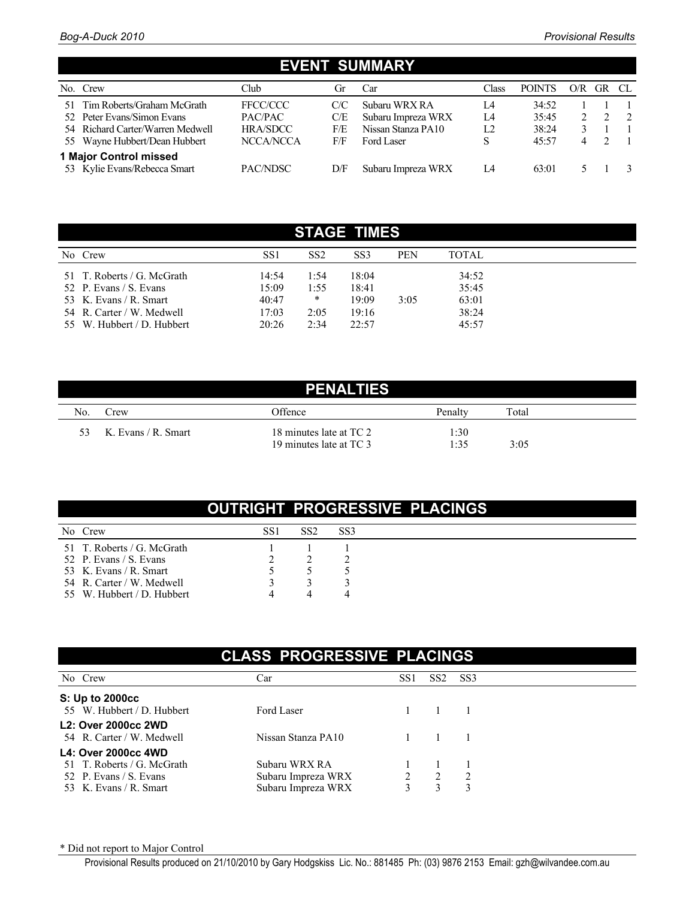## EVENT SUMMARY

| No. | Crew | Club | Gr | Car | Class | POINTS | O/R | GR | CL |
|---|---|---|---|---|---|---|---|---|---|
| 51 | Tim Roberts/Graham McGrath | FFCC/CCC | C/C | Subaru WRX RA | L4 | 34:52 | 1 | 1 | 1 |
| 52 | Peter Evans/Simon Evans | PAC/PAC | C/E | Subaru Impreza WRX | L4 | 35:45 | 2 | 2 | 2 |
| 54 | Richard Carter/Warren Medwell | HRA/SDCC | F/E | Nissan Stanza PA10 | L2 | 38:24 | 3 | 1 | 1 |
| 55 | Wayne Hubbert/Dean Hubbert | NCCA/NCCA | F/F | Ford Laser | S | 45:57 | 4 | 2 | 1 |
| **1 Major Control missed** | | | | | | | | | |
| 53 | Kylie Evans/Rebecca Smart | PAC/NDSC | D/F | Subaru Impreza WRX | L4 | 63:01 | 5 | 1 | 3 |

## STAGE TIMES

| No | Crew | SS1 | SS2 | SS3 | PEN | TOTAL |
|---|---|---|---|---|---|---|
| 51 | T. Roberts / G. McGrath | 14:54 | 1:54 | 18:04 | | 34:52 |
| 52 | P. Evans / S. Evans | 15:09 | 1:55 | 18:41 | | 35:45 |
| 53 | K. Evans / R. Smart | 40:47 | * | 19:09 | 3:05 | 63:01 |
| 54 | R. Carter / W. Medwell | 17:03 | 2:05 | 19:16 | | 38:24 |
| 55 | W. Hubbert / D. Hubbert | 20:26 | 2:34 | 22:57 | | 45:57 |

## PENALTIES

| No. | Crew | Offence | Penalty | Total |
|---|---|---|---|---|
| 53 | K. Evans / R. Smart | 18 minutes late at TC 2 | 1:30 | |
| | | 19 minutes late at TC 3 | 1:35 | 3:05 |

## OUTRIGHT PROGRESSIVE PLACINGS

| No | Crew | SS1 | SS2 | SS3 |
|---|---|---|---|---|
| 51 | T. Roberts / G. McGrath | 1 | 1 | 1 |
| 52 | P. Evans / S. Evans | 2 | 2 | 2 |
| 53 | K. Evans / R. Smart | 5 | 5 | 5 |
| 54 | R. Carter / W. Medwell | 3 | 3 | 3 |
| 55 | W. Hubbert / D. Hubbert | 4 | 4 | 4 |

## CLASS PROGRESSIVE PLACINGS

| No | Crew | Car | SS1 | SS2 | SS3 |
|---|---|---|---|---|---|
| **S: Up to 2000cc** | | | | | |
| 55 | W. Hubbert / D. Hubbert | Ford Laser | 1 | 1 | 1 |
| **L2: Over 2000cc 2WD** | | | | | |
| 54 | R. Carter / W. Medwell | Nissan Stanza PA10 | 1 | 1 | 1 |
| **L4: Over 2000cc 4WD** | | | | | |
| 51 | T. Roberts / G. McGrath | Subaru WRX RA | 1 | 1 | 1 |
| 52 | P. Evans / S. Evans | Subaru Impreza WRX | 2 | 2 | 2 |
| 53 | K. Evans / R. Smart | Subaru Impreza WRX | 3 | 3 | 3 |

* Did not report to Major Control

Provisional Results produced on 21/10/2010 by Gary Hodgskiss Lic. No.: 881485 Ph: (03) 9876 2153 Email: gzh@wilvandee.com.au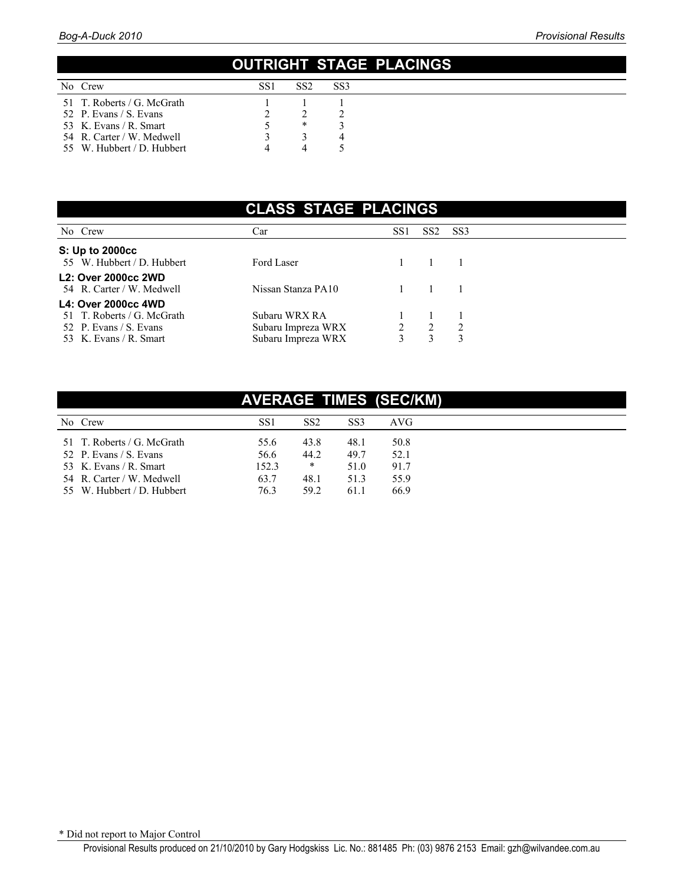## OUTRIGHT STAGE PLACINGS

| No | Crew | SS1 | SS2 | SS3 |
|---|---|---|---|---|
| 51 | T. Roberts / G. McGrath | 1 | 1 | 1 |
| 52 | P. Evans / S. Evans | 2 | 2 | 2 |
| 53 | K. Evans / R. Smart | 5 | * | 3 |
| 54 | R. Carter / W. Medwell | 3 | 3 | 4 |
| 55 | W. Hubbert / D. Hubbert | 4 | 4 | 5 |

## CLASS STAGE PLACINGS

| No | Crew | Car | SS1 | SS2 | SS3 |
|---|---|---|---|---|---|
| **S: Up to 2000cc** | | | | | |
| 55 | W. Hubbert / D. Hubbert | Ford Laser | 1 | 1 | 1 |
| **L2: Over 2000cc 2WD** | | | | | |
| 54 | R. Carter / W. Medwell | Nissan Stanza PA10 | 1 | 1 | 1 |
| **L4: Over 2000cc 4WD** | | | | | |
| 51 | T. Roberts / G. McGrath | Subaru WRX RA | 1 | 1 | 1 |
| 52 | P. Evans / S. Evans | Subaru Impreza WRX | 2 | 2 | 2 |
| 53 | K. Evans / R. Smart | Subaru Impreza WRX | 3 | 3 | 3 |

## AVERAGE TIMES (SEC/KM)

| No | Crew | SS1 | SS2 | SS3 | AVG |
|---|---|---|---|---|---|
| 51 | T. Roberts / G. McGrath | 55.6 | 43.8 | 48.1 | 50.8 |
| 52 | P. Evans / S. Evans | 56.6 | 44.2 | 49.7 | 52.1 |
| 53 | K. Evans / R. Smart | 152.3 | * | 51.0 | 91.7 |
| 54 | R. Carter / W. Medwell | 63.7 | 48.1 | 51.3 | 55.9 |
| 55 | W. Hubbert / D. Hubbert | 76.3 | 59.2 | 61.1 | 66.9 |

* Did not report to Major Control